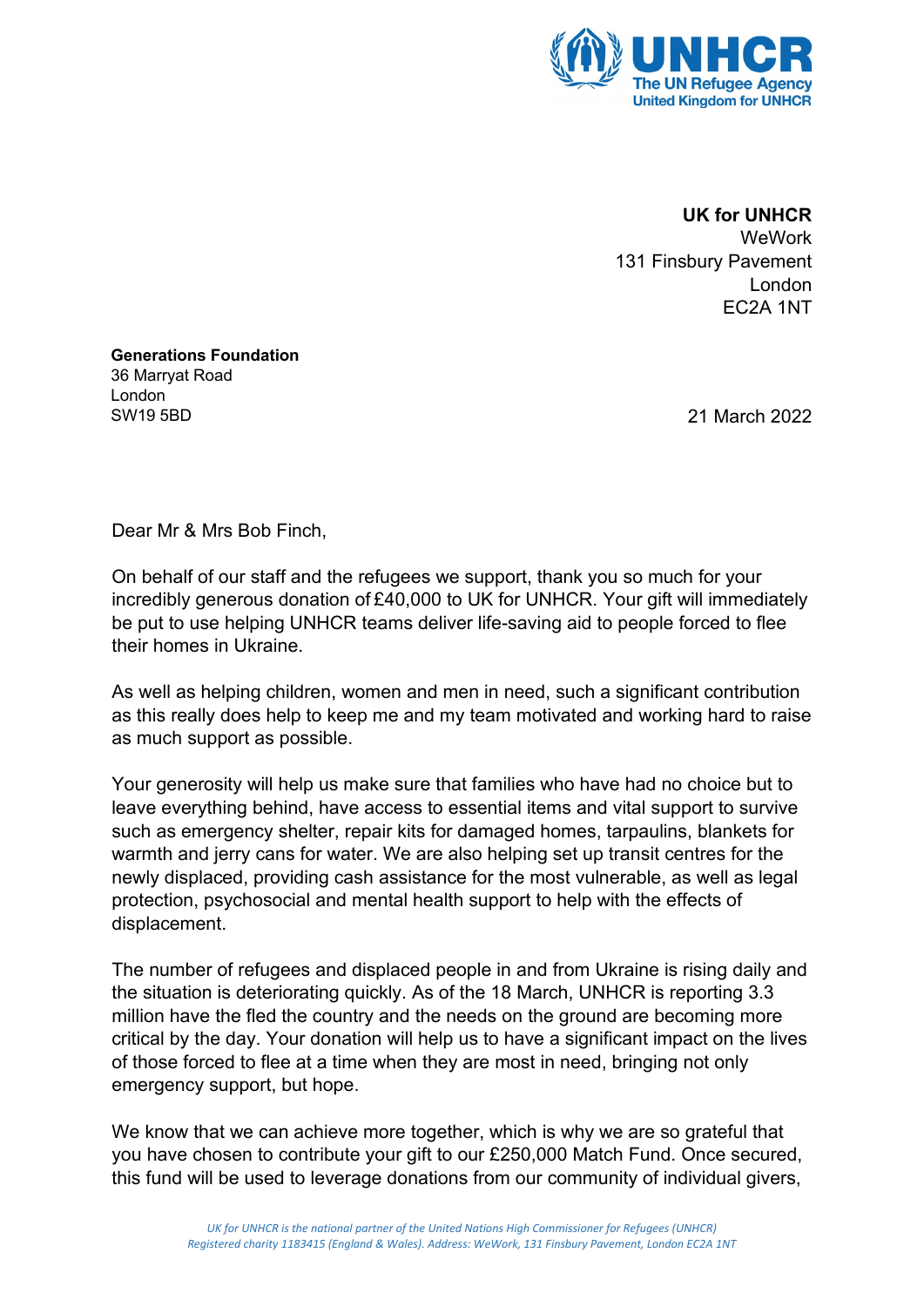**UNHCR**
The UN Refugee Agency
United Kingdom for UNHCR

**UK for UNHCR**
WeWork
131 Finsbury Pavement
London
EC2A 1NT

**Generations Foundation**
36 Marryat Road
London
SW19 5BD

21 March 2022

Dear Mr & Mrs Bob Finch,

On behalf of our staff and the refugees we support, thank you so much for your incredibly generous donation of £40,000 to UK for UNHCR. Your gift will immediately be put to use helping UNHCR teams deliver life-saving aid to people forced to flee their homes in Ukraine.

As well as helping children, women and men in need, such a significant contribution as this really does help to keep me and my team motivated and working hard to raise as much support as possible.

Your generosity will help us make sure that families who have had no choice but to leave everything behind, have access to essential items and vital support to survive such as emergency shelter, repair kits for damaged homes, tarpaulins, blankets for warmth and jerry cans for water. We are also helping set up transit centres for the newly displaced, providing cash assistance for the most vulnerable, as well as legal protection, psychosocial and mental health support to help with the effects of displacement.

The number of refugees and displaced people in and from Ukraine is rising daily and the situation is deteriorating quickly. As of the 18 March, UNHCR is reporting 3.3 million have the fled the country and the needs on the ground are becoming more critical by the day. Your donation will help us to have a significant impact on the lives of those forced to flee at a time when they are most in need, bringing not only emergency support, but hope.

We know that we can achieve more together, which is why we are so grateful that you have chosen to contribute your gift to our £250,000 Match Fund. Once secured, this fund will be used to leverage donations from our community of individual givers,

*UK for UNHCR is the national partner of the United Nations High Commissioner for Refugees (UNHCR)*
*Registered charity 1183415 (England & Wales). Address: WeWork, 131 Finsbury Pavement, London EC2A 1NT*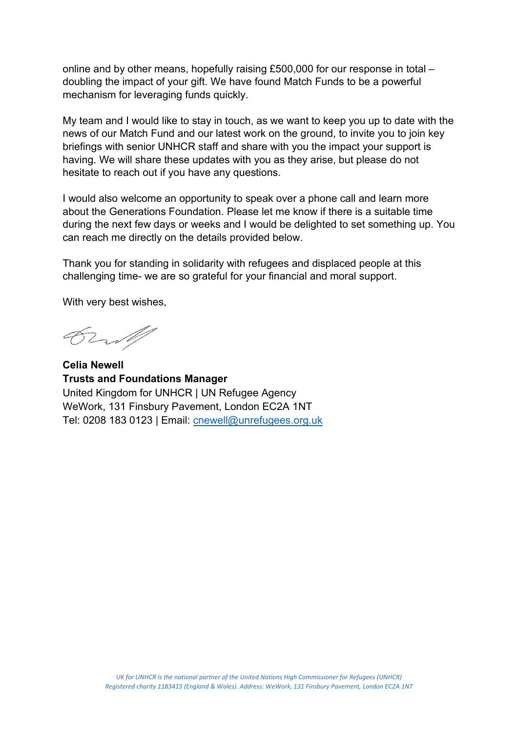online and by other means, hopefully raising £500,000 for our response in total – doubling the impact of your gift. We have found Match Funds to be a powerful mechanism for leveraging funds quickly.

My team and I would like to stay in touch, as we want to keep you up to date with the news of our Match Fund and our latest work on the ground, to invite you to join key briefings with senior UNHCR staff and share with you the impact your support is having. We will share these updates with you as they arise, but please do not hesitate to reach out if you have any questions.

I would also welcome an opportunity to speak over a phone call and learn more about the Generations Foundation. Please let me know if there is a suitable time during the next few days or weeks and I would be delighted to set something up. You can reach me directly on the details provided below.

Thank you for standing in solidarity with refugees and displaced people at this challenging time- we are so grateful for your financial and moral support.

With very best wishes,

**Celia Newell**
**Trusts and Foundations Manager**
United Kingdom for UNHCR | UN Refugee Agency
WeWork, 131 Finsbury Pavement, London EC2A 1NT
Tel: 0208 183 0123 | Email: cnewell@unrefugees.org.uk

*UK for UNHCR is the national partner of the United Nations High Commissioner for Refugees (UNHCR)*
*Registered charity 1183415 (England & Wales). Address: WeWork, 131 Finsbury Pavement, London EC2A 1NT*